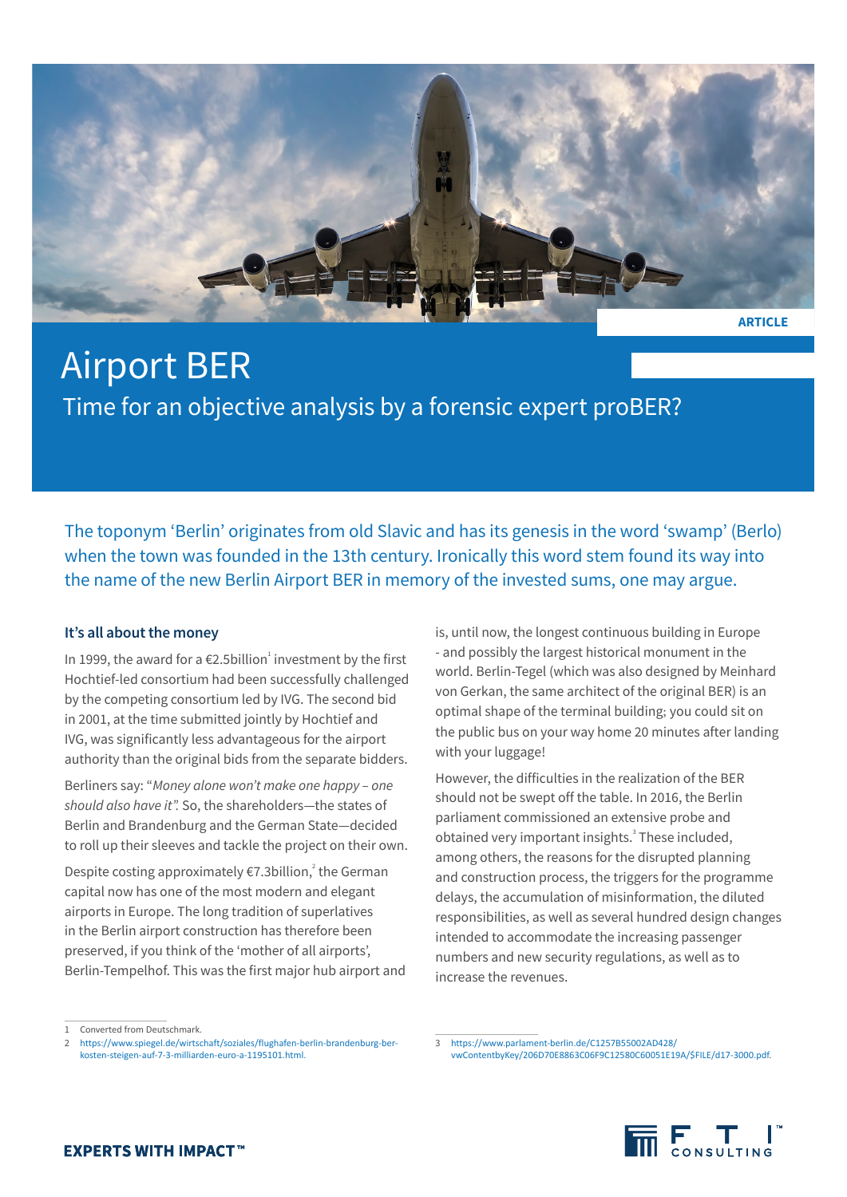ARTICLE

# Airport BER

## Time for an objective analysis by a forensic expert proBER?

The toponym 'Berlin' originates from old Slavic and has its genesis in the word 'swamp' (Berlo) when the town was founded in the 13th century. Ironically this word stem found its way into the name of the new Berlin Airport BER in memory of the invested sums, one may argue.

### It's all about the money

In 1999, the award for a €2.5billion[1] investment by the first Hochtief-led consortium had been successfully challenged by the competing consortium led by IVG. The second bid in 2001, at the time submitted jointly by Hochtief and IVG, was significantly less advantageous for the airport authority than the original bids from the separate bidders.

Berliners say: "*Money alone won't make one happy – one should also have it".* So, the shareholders—the states of Berlin and Brandenburg and the German State—decided to roll up their sleeves and tackle the project on their own.

Despite costing approximately €7.3billion,[2] the German capital now has one of the most modern and elegant airports in Europe. The long tradition of superlatives in the Berlin airport construction has therefore been preserved, if you think of the 'mother of all airports', Berlin-Tempelhof. This was the first major hub airport and is, until now, the longest continuous building in Europe - and possibly the largest historical monument in the world. Berlin-Tegel (which was also designed by Meinhard von Gerkan, the same architect of the original BER) is an optimal shape of the terminal building; you could sit on the public bus on your way home 20 minutes after landing with your luggage!

However, the difficulties in the realization of the BER should not be swept off the table. In 2016, the Berlin parliament commissioned an extensive probe and obtained very important insights.[3] These included, among others, the reasons for the disrupted planning and construction process, the triggers for the programme delays, the accumulation of misinformation, the diluted responsibilities, as well as several hundred design changes intended to accommodate the increasing passenger numbers and new security regulations, as well as to increase the revenues.

1 Converted from Deutschmark.

2 https://www.spiegel.de/wirtschaft/soziales/flughafen-berlin-brandenburg-ber-kosten-steigen-auf-7-3-milliarden-euro-a-1195101.html.

3 https://www.parlament-berlin.de/C1257B55002AD428/vwContentbyKey/206D70E8863C06F9C12580C60051E19A/$FILE/d17-3000.pdf.

EXPERTS WITH IMPACT™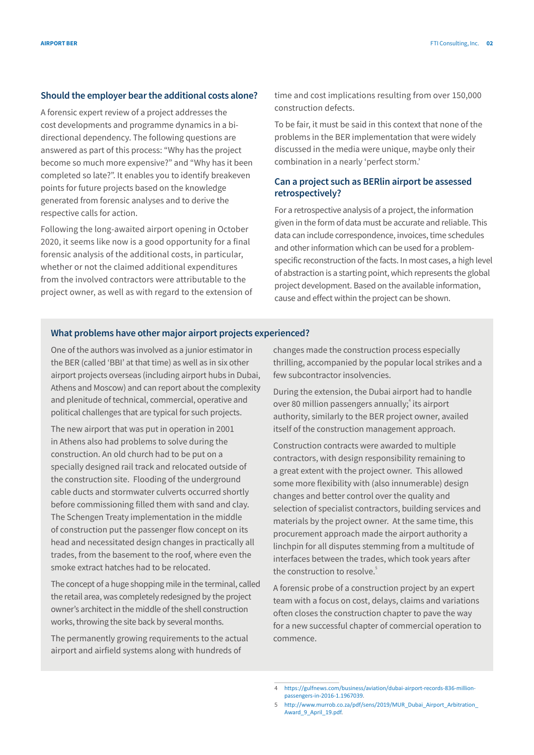## Should the employer bear the additional costs alone?

A forensic expert review of a project addresses the cost developments and programme dynamics in a bi-directional dependency. The following questions are answered as part of this process: "Why has the project become so much more expensive?" and "Why has it been completed so late?". It enables you to identify breakeven points for future projects based on the knowledge generated from forensic analyses and to derive the respective calls for action.

Following the long-awaited airport opening in October 2020, it seems like now is a good opportunity for a final forensic analysis of the additional costs, in particular, whether or not the claimed additional expenditures from the involved contractors were attributable to the project owner, as well as with regard to the extension of time and cost implications resulting from over 150,000 construction defects.

To be fair, it must be said in this context that none of the problems in the BER implementation that were widely discussed in the media were unique, maybe only their combination in a nearly 'perfect storm.'

## Can a project such as BERlin airport be assessed retrospectively?

For a retrospective analysis of a project, the information given in the form of data must be accurate and reliable. This data can include correspondence, invoices, time schedules and other information which can be used for a problem-specific reconstruction of the facts. In most cases, a high level of abstraction is a starting point, which represents the global project development. Based on the available information, cause and effect within the project can be shown.

## What problems have other major airport projects experienced?

One of the authors was involved as a junior estimator in the BER (called 'BBI' at that time) as well as in six other airport projects overseas (including airport hubs in Dubai, Athens and Moscow) and can report about the complexity and plenitude of technical, commercial, operative and political challenges that are typical for such projects.

The new airport that was put in operation in 2001 in Athens also had problems to solve during the construction. An old church had to be put on a specially designed rail track and relocated outside of the construction site. Flooding of the underground cable ducts and stormwater culverts occurred shortly before commissioning filled them with sand and clay. The Schengen Treaty implementation in the middle of construction put the passenger flow concept on its head and necessitated design changes in practically all trades, from the basement to the roof, where even the smoke extract hatches had to be relocated.

The concept of a huge shopping mile in the terminal, called the retail area, was completely redesigned by the project owner's architect in the middle of the shell construction works, throwing the site back by several months.

The permanently growing requirements to the actual airport and airfield systems along with hundreds of changes made the construction process especially thrilling, accompanied by the popular local strikes and a few subcontractor insolvencies.

During the extension, the Dubai airport had to handle over 80 million passengers annually;[4] its airport authority, similarly to the BER project owner, availed itself of the construction management approach.

Construction contracts were awarded to multiple contractors, with design responsibility remaining to a great extent with the project owner. This allowed some more flexibility with (also innumerable) design changes and better control over the quality and selection of specialist contractors, building services and materials by the project owner. At the same time, this procurement approach made the airport authority a linchpin for all disputes stemming from a multitude of interfaces between the trades, which took years after the construction to resolve.[5]

A forensic probe of a construction project by an expert team with a focus on cost, delays, claims and variations often closes the construction chapter to pave the way for a new successful chapter of commercial operation to commence.

---

4 https://gulfnews.com/business/aviation/dubai-airport-records-836-million-passengers-in-2016-1.1967039.

5 http://www.murrob.co.za/pdf/sens/2019/MUR_Dubai_Airport_Arbitration_Award_9_April_19.pdf.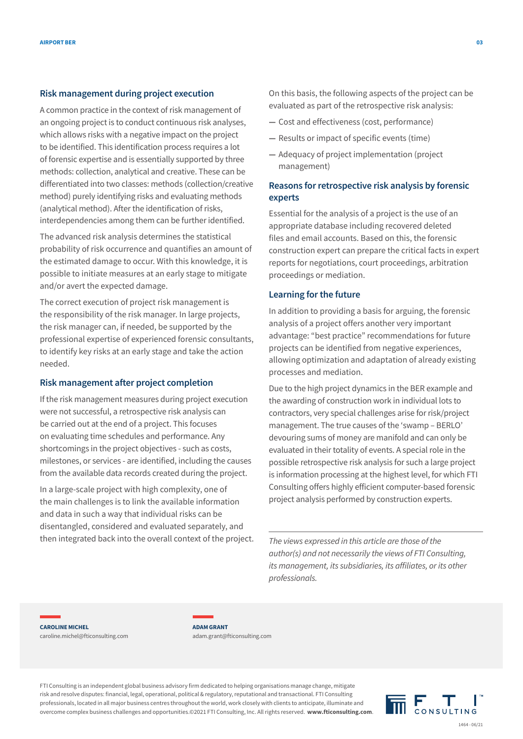## Risk management during project execution

A common practice in the context of risk management of an ongoing project is to conduct continuous risk analyses, which allows risks with a negative impact on the project to be identified. This identification process requires a lot of forensic expertise and is essentially supported by three methods: collection, analytical and creative. These can be differentiated into two classes: methods (collection/creative method) purely identifying risks and evaluating methods (analytical method). After the identification of risks, interdependencies among them can be further identified.

The advanced risk analysis determines the statistical probability of risk occurrence and quantifies an amount of the estimated damage to occur. With this knowledge, it is possible to initiate measures at an early stage to mitigate and/or avert the expected damage.

The correct execution of project risk management is the responsibility of the risk manager. In large projects, the risk manager can, if needed, be supported by the professional expertise of experienced forensic consultants, to identify key risks at an early stage and take the action needed.

## Risk management after project completion

If the risk management measures during project execution were not successful, a retrospective risk analysis can be carried out at the end of a project. This focuses on evaluating time schedules and performance. Any shortcomings in the project objectives - such as costs, milestones, or services - are identified, including the causes from the available data records created during the project.

In a large-scale project with high complexity, one of the main challenges is to link the available information and data in such a way that individual risks can be disentangled, considered and evaluated separately, and then integrated back into the overall context of the project.

On this basis, the following aspects of the project can be evaluated as part of the retrospective risk analysis:

- Cost and effectiveness (cost, performance)
- Results or impact of specific events (time)
- Adequacy of project implementation (project management)

## Reasons for retrospective risk analysis by forensic experts

Essential for the analysis of a project is the use of an appropriate database including recovered deleted files and email accounts. Based on this, the forensic construction expert can prepare the critical facts in expert reports for negotiations, court proceedings, arbitration proceedings or mediation.

## Learning for the future

In addition to providing a basis for arguing, the forensic analysis of a project offers another very important advantage: “best practice” recommendations for future projects can be identified from negative experiences, allowing optimization and adaptation of already existing processes and mediation.

Due to the high project dynamics in the BER example and the awarding of construction work in individual lots to contractors, very special challenges arise for risk/project management. The true causes of the ‘swamp – BERLO’ devouring sums of money are manifold and can only be evaluated in their totality of events. A special role in the possible retrospective risk analysis for such a large project is information processing at the highest level, for which FTI Consulting offers highly efficient computer-based forensic project analysis performed by construction experts.

*The views expressed in this article are those of the author(s) and not necessarily the views of FTI Consulting, its management, its subsidiaries, its affiliates, or its other professionals.*

**CAROLINE MICHEL**
caroline.michel@fticonsulting.com

**ADAM GRANT**
adam.grant@fticonsulting.com

FTI Consulting is an independent global business advisory firm dedicated to helping organisations manage change, mitigate risk and resolve disputes: financial, legal, operational, political & regulatory, reputational and transactional. FTI Consulting professionals, located in all major business centres throughout the world, work closely with clients to anticipate, illuminate and overcome complex business challenges and opportunities.©2021 FTI Consulting, Inc. All rights reserved. **www.fticonsulting.com**.

1464 - 06/21